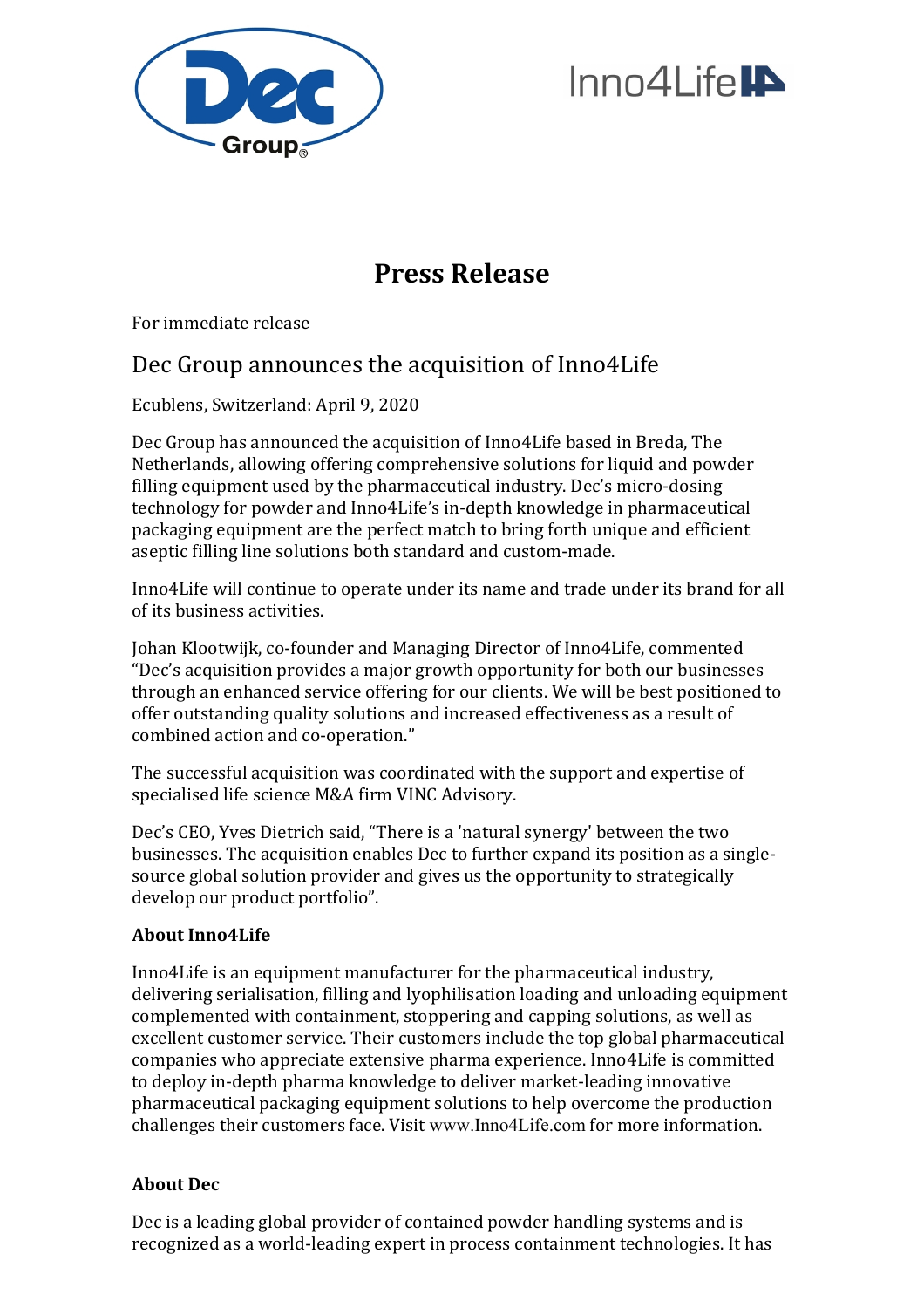# Press Release

For immediate release

## Dec Group announces the acquisition of Inno4Life

Ecublens, Switzerland: April 9, 2020

Dec Group has announced the acquisition of Inno4Life based in Breda, The Netherlands, allowing offering comprehensive solutions for liquid and powder filling equipment used by the pharmaceutical industry. Dec's micro-dosing technology for powder and Inno4Life's in-depth knowledge in pharmaceutical packaging equipment are the perfect match to bring forth unique and efficient aseptic filling line solutions both standard and custom-made.

Inno4Life will continue to operate under its name and trade under its brand for all of its business activities.

Johan Klootwijk, co-founder and Managing Director of Inno4Life, commented "Dec's acquisition provides a major growth opportunity for both our businesses through an enhanced service offering for our clients. We will be best positioned to offer outstanding quality solutions and increased effectiveness as a result of combined action and co-operation."

The successful acquisition was coordinated with the support and expertise of specialised life science M&A firm VINC Advisory.

Dec's CEO, Yves Dietrich said, "There is a 'natural synergy' between the two businesses. The acquisition enables Dec to further expand its position as a single-source global solution provider and gives us the opportunity to strategically develop our product portfolio".

**About Inno4Life**

Inno4Life is an equipment manufacturer for the pharmaceutical industry, delivering serialisation, filling and lyophilisation loading and unloading equipment complemented with containment, stoppering and capping solutions, as well as excellent customer service. Their customers include the top global pharmaceutical companies who appreciate extensive pharma experience. Inno4Life is committed to deploy in-depth pharma knowledge to deliver market-leading innovative pharmaceutical packaging equipment solutions to help overcome the production challenges their customers face. Visit www.Inno4Life.com for more information.

**About Dec**

Dec is a leading global provider of contained powder handling systems and is recognized as a world-leading expert in process containment technologies. It has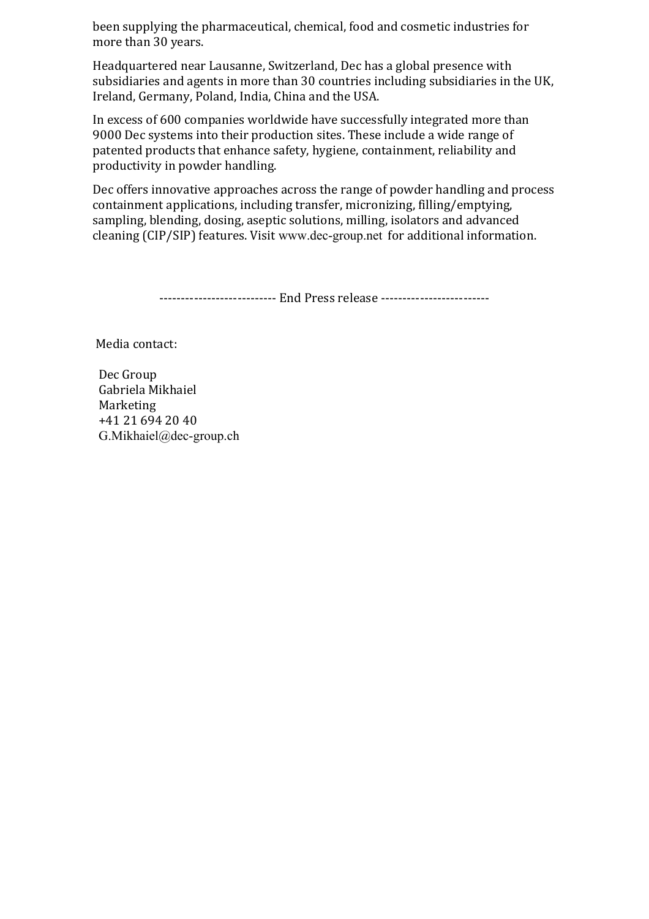been supplying the pharmaceutical, chemical, food and cosmetic industries for more than 30 years.

Headquartered near Lausanne, Switzerland, Dec has a global presence with subsidiaries and agents in more than 30 countries including subsidiaries in the UK, Ireland, Germany, Poland, India, China and the USA.

In excess of 600 companies worldwide have successfully integrated more than 9000 Dec systems into their production sites. These include a wide range of patented products that enhance safety, hygiene, containment, reliability and productivity in powder handling.

Dec offers innovative approaches across the range of powder handling and process containment applications, including transfer, micronizing, filling/emptying, sampling, blending, dosing, aseptic solutions, milling, isolators and advanced cleaning (CIP/SIP) features. Visit www.dec-group.net for additional information.

-------------------------- End Press release ------------------------

Media contact:

Dec Group  
Gabriela Mikhaiel  
Marketing  
+41 21 694 20 40  
G.Mikhaiel@dec-group.ch